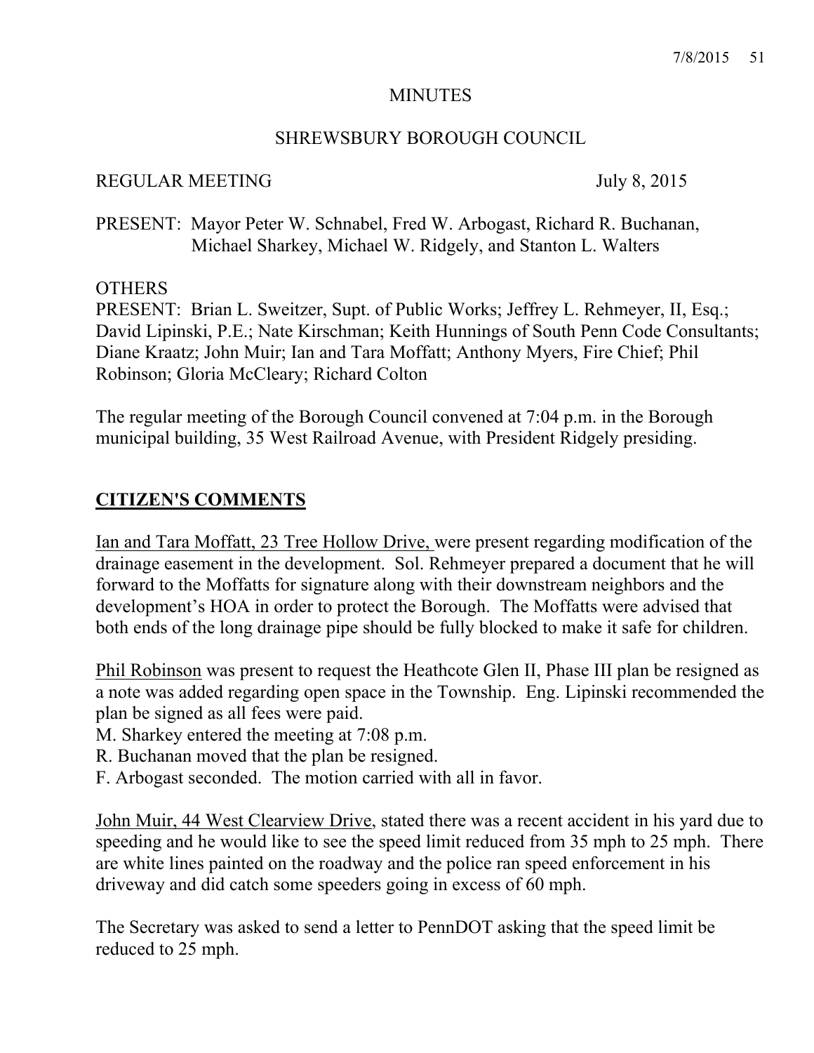MINUTES

SHREWSBURY BOROUGH COUNCIL

REGULAR MEETING July 8, 2015

PRESENT: Mayor Peter W. Schnabel, Fred W. Arbogast, Richard R. Buchanan, Michael Sharkey, Michael W. Ridgely, and Stanton L. Walters

OTHERS
PRESENT: Brian L. Sweitzer, Supt. of Public Works; Jeffrey L. Rehmeyer, II, Esq.; David Lipinski, P.E.; Nate Kirschman; Keith Hunnings of South Penn Code Consultants; Diane Kraatz; John Muir; Ian and Tara Moffatt; Anthony Myers, Fire Chief; Phil Robinson; Gloria McCleary; Richard Colton

The regular meeting of the Borough Council convened at 7:04 p.m. in the Borough municipal building, 35 West Railroad Avenue, with President Ridgely presiding.

## CITIZEN'S COMMENTS

Ian and Tara Moffatt, 23 Tree Hollow Drive, were present regarding modification of the drainage easement in the development. Sol. Rehmeyer prepared a document that he will forward to the Moffatts for signature along with their downstream neighbors and the development's HOA in order to protect the Borough. The Moffatts were advised that both ends of the long drainage pipe should be fully blocked to make it safe for children.

Phil Robinson was present to request the Heathcote Glen II, Phase III plan be resigned as a note was added regarding open space in the Township. Eng. Lipinski recommended the plan be signed as all fees were paid.
M. Sharkey entered the meeting at 7:08 p.m.
R. Buchanan moved that the plan be resigned.
F. Arbogast seconded. The motion carried with all in favor.

John Muir, 44 West Clearview Drive, stated there was a recent accident in his yard due to speeding and he would like to see the speed limit reduced from 35 mph to 25 mph. There are white lines painted on the roadway and the police ran speed enforcement in his driveway and did catch some speeders going in excess of 60 mph.

The Secretary was asked to send a letter to PennDOT asking that the speed limit be reduced to 25 mph.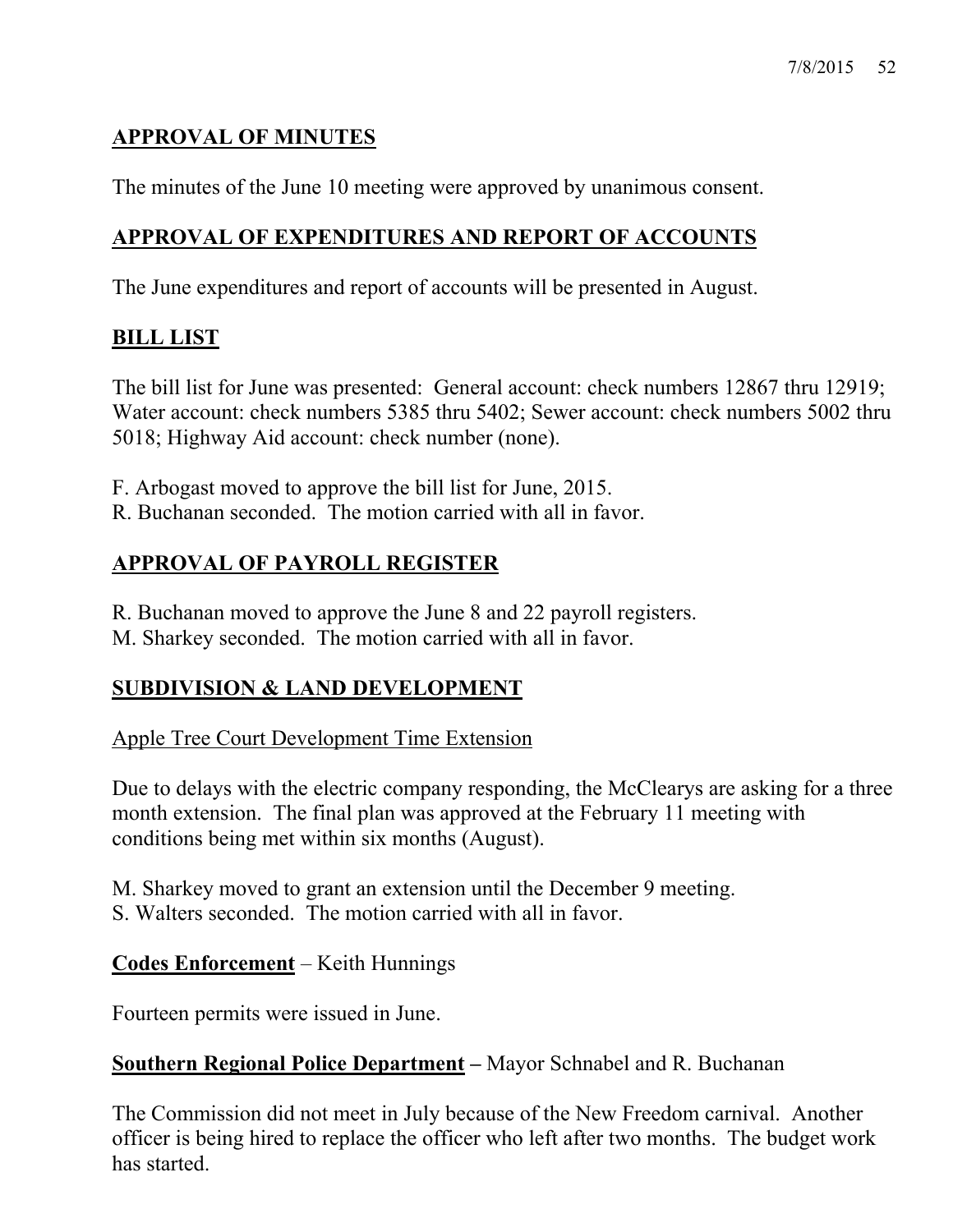## APPROVAL OF MINUTES

The minutes of the June 10 meeting were approved by unanimous consent.

## APPROVAL OF EXPENDITURES AND REPORT OF ACCOUNTS

The June expenditures and report of accounts will be presented in August.

## BILL LIST

The bill list for June was presented: General account: check numbers 12867 thru 12919; Water account: check numbers 5385 thru 5402; Sewer account: check numbers 5002 thru 5018; Highway Aid account: check number (none).

F. Arbogast moved to approve the bill list for June, 2015.
R. Buchanan seconded. The motion carried with all in favor.

## APPROVAL OF PAYROLL REGISTER

R. Buchanan moved to approve the June 8 and 22 payroll registers.
M. Sharkey seconded. The motion carried with all in favor.

## SUBDIVISION & LAND DEVELOPMENT

### Apple Tree Court Development Time Extension

Due to delays with the electric company responding, the McClearys are asking for a three month extension. The final plan was approved at the February 11 meeting with conditions being met within six months (August).

M. Sharkey moved to grant an extension until the December 9 meeting.
S. Walters seconded. The motion carried with all in favor.

**Codes Enforcement** – Keith Hunnings

Fourteen permits were issued in June.

**Southern Regional Police Department** – Mayor Schnabel and R. Buchanan

The Commission did not meet in July because of the New Freedom carnival. Another officer is being hired to replace the officer who left after two months. The budget work has started.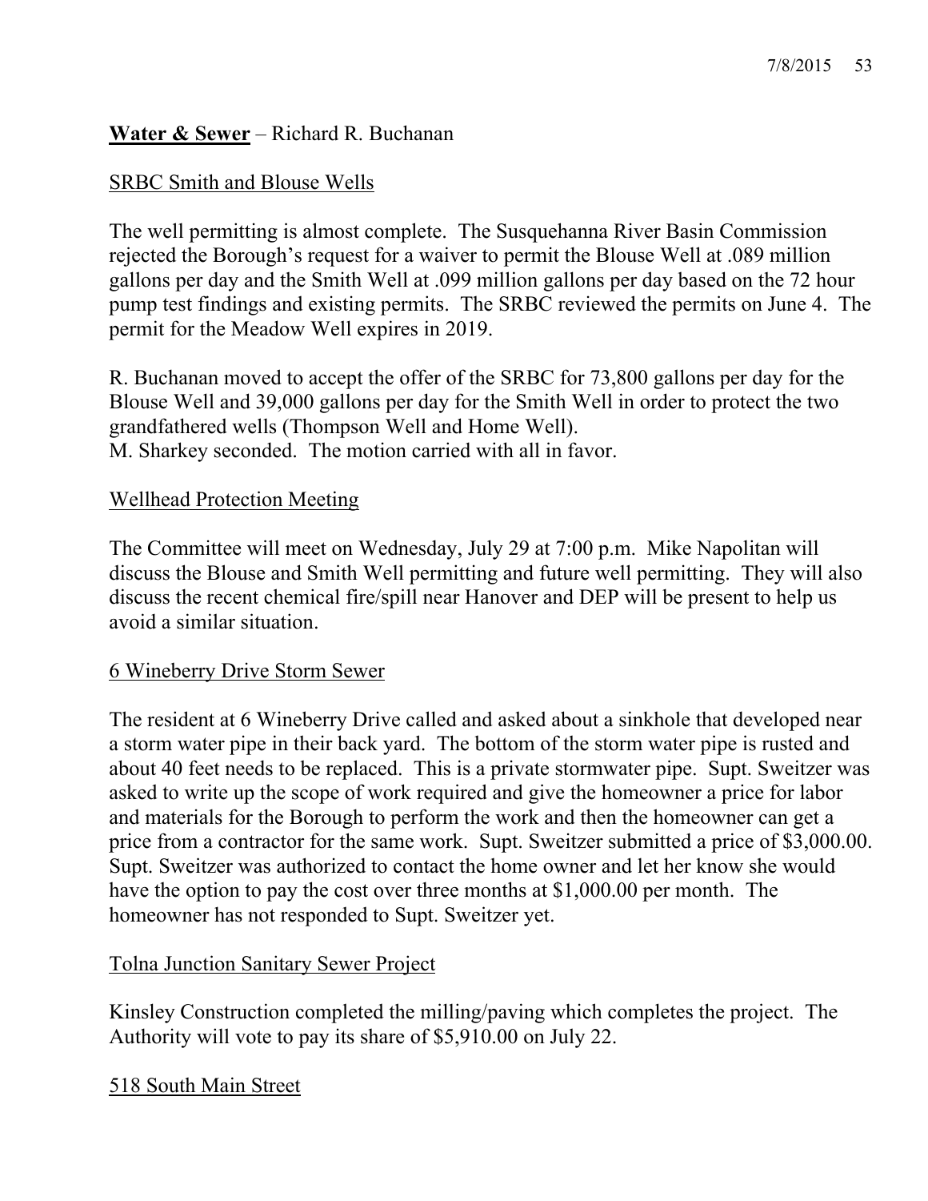**Water & Sewer** – Richard R. Buchanan

SRBC Smith and Blouse Wells

The well permitting is almost complete. The Susquehanna River Basin Commission rejected the Borough's request for a waiver to permit the Blouse Well at .089 million gallons per day and the Smith Well at .099 million gallons per day based on the 72 hour pump test findings and existing permits. The SRBC reviewed the permits on June 4. The permit for the Meadow Well expires in 2019.

R. Buchanan moved to accept the offer of the SRBC for 73,800 gallons per day for the Blouse Well and 39,000 gallons per day for the Smith Well in order to protect the two grandfathered wells (Thompson Well and Home Well).
M. Sharkey seconded. The motion carried with all in favor.

Wellhead Protection Meeting

The Committee will meet on Wednesday, July 29 at 7:00 p.m. Mike Napolitan will discuss the Blouse and Smith Well permitting and future well permitting. They will also discuss the recent chemical fire/spill near Hanover and DEP will be present to help us avoid a similar situation.

6 Wineberry Drive Storm Sewer

The resident at 6 Wineberry Drive called and asked about a sinkhole that developed near a storm water pipe in their back yard. The bottom of the storm water pipe is rusted and about 40 feet needs to be replaced. This is a private stormwater pipe. Supt. Sweitzer was asked to write up the scope of work required and give the homeowner a price for labor and materials for the Borough to perform the work and then the homeowner can get a price from a contractor for the same work. Supt. Sweitzer submitted a price of $3,000.00. Supt. Sweitzer was authorized to contact the home owner and let her know she would have the option to pay the cost over three months at $1,000.00 per month. The homeowner has not responded to Supt. Sweitzer yet.

Tolna Junction Sanitary Sewer Project

Kinsley Construction completed the milling/paving which completes the project. The Authority will vote to pay its share of $5,910.00 on July 22.

518 South Main Street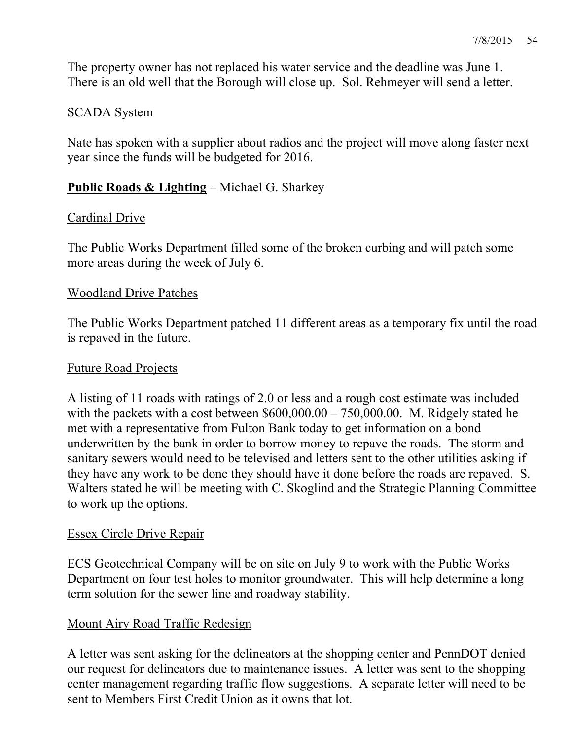The property owner has not replaced his water service and the deadline was June 1. There is an old well that the Borough will close up. Sol. Rehmeyer will send a letter.

<u>SCADA System</u>

Nate has spoken with a supplier about radios and the project will move along faster next year since the funds will be budgeted for 2016.

**<u>Public Roads & Lighting</u>** – Michael G. Sharkey

<u>Cardinal Drive</u>

The Public Works Department filled some of the broken curbing and will patch some more areas during the week of July 6.

<u>Woodland Drive Patches</u>

The Public Works Department patched 11 different areas as a temporary fix until the road is repaved in the future.

<u>Future Road Projects</u>

A listing of 11 roads with ratings of 2.0 or less and a rough cost estimate was included with the packets with a cost between $600,000.00 – 750,000.00. M. Ridgely stated he met with a representative from Fulton Bank today to get information on a bond underwritten by the bank in order to borrow money to repave the roads. The storm and sanitary sewers would need to be televised and letters sent to the other utilities asking if they have any work to be done they should have it done before the roads are repaved. S. Walters stated he will be meeting with C. Skoglind and the Strategic Planning Committee to work up the options.

<u>Essex Circle Drive Repair</u>

ECS Geotechnical Company will be on site on July 9 to work with the Public Works Department on four test holes to monitor groundwater. This will help determine a long term solution for the sewer line and roadway stability.

<u>Mount Airy Road Traffic Redesign</u>

A letter was sent asking for the delineators at the shopping center and PennDOT denied our request for delineators due to maintenance issues. A letter was sent to the shopping center management regarding traffic flow suggestions. A separate letter will need to be sent to Members First Credit Union as it owns that lot.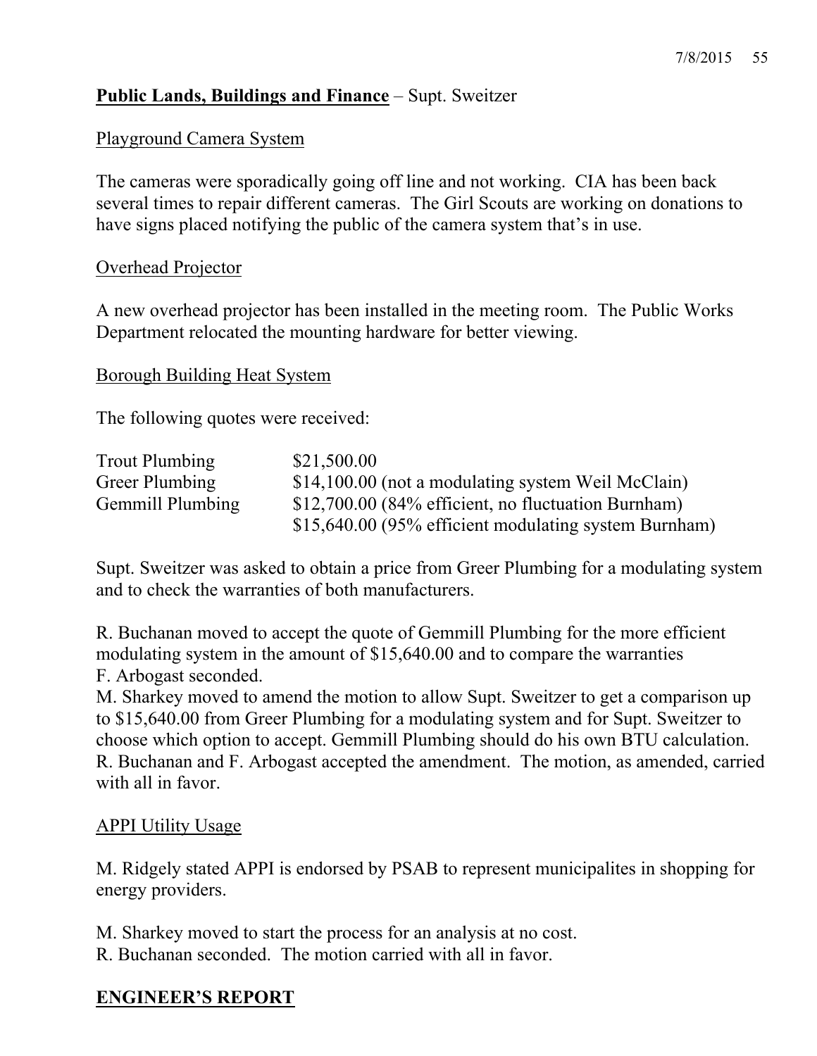**Public Lands, Buildings and Finance** – Supt. Sweitzer

Playground Camera System

The cameras were sporadically going off line and not working. CIA has been back several times to repair different cameras. The Girl Scouts are working on donations to have signs placed notifying the public of the camera system that's in use.

Overhead Projector

A new overhead projector has been installed in the meeting room. The Public Works Department relocated the mounting hardware for better viewing.

Borough Building Heat System

The following quotes were received:

| | |
|---|---|
| Trout Plumbing | $21,500.00 |
| Greer Plumbing | $14,100.00 (not a modulating system Weil McClain) |
| Gemmill Plumbing | $12,700.00 (84% efficient, no fluctuation Burnham) |
| | $15,640.00 (95% efficient modulating system Burnham) |

Supt. Sweitzer was asked to obtain a price from Greer Plumbing for a modulating system and to check the warranties of both manufacturers.

R. Buchanan moved to accept the quote of Gemmill Plumbing for the more efficient modulating system in the amount of $15,640.00 and to compare the warranties F. Arbogast seconded.
M. Sharkey moved to amend the motion to allow Supt. Sweitzer to get a comparison up to $15,640.00 from Greer Plumbing for a modulating system and for Supt. Sweitzer to choose which option to accept. Gemmill Plumbing should do his own BTU calculation. R. Buchanan and F. Arbogast accepted the amendment. The motion, as amended, carried with all in favor.

APPI Utility Usage

M. Ridgely stated APPI is endorsed by PSAB to represent municipalites in shopping for energy providers.

M. Sharkey moved to start the process for an analysis at no cost.
R. Buchanan seconded. The motion carried with all in favor.

**ENGINEER'S REPORT**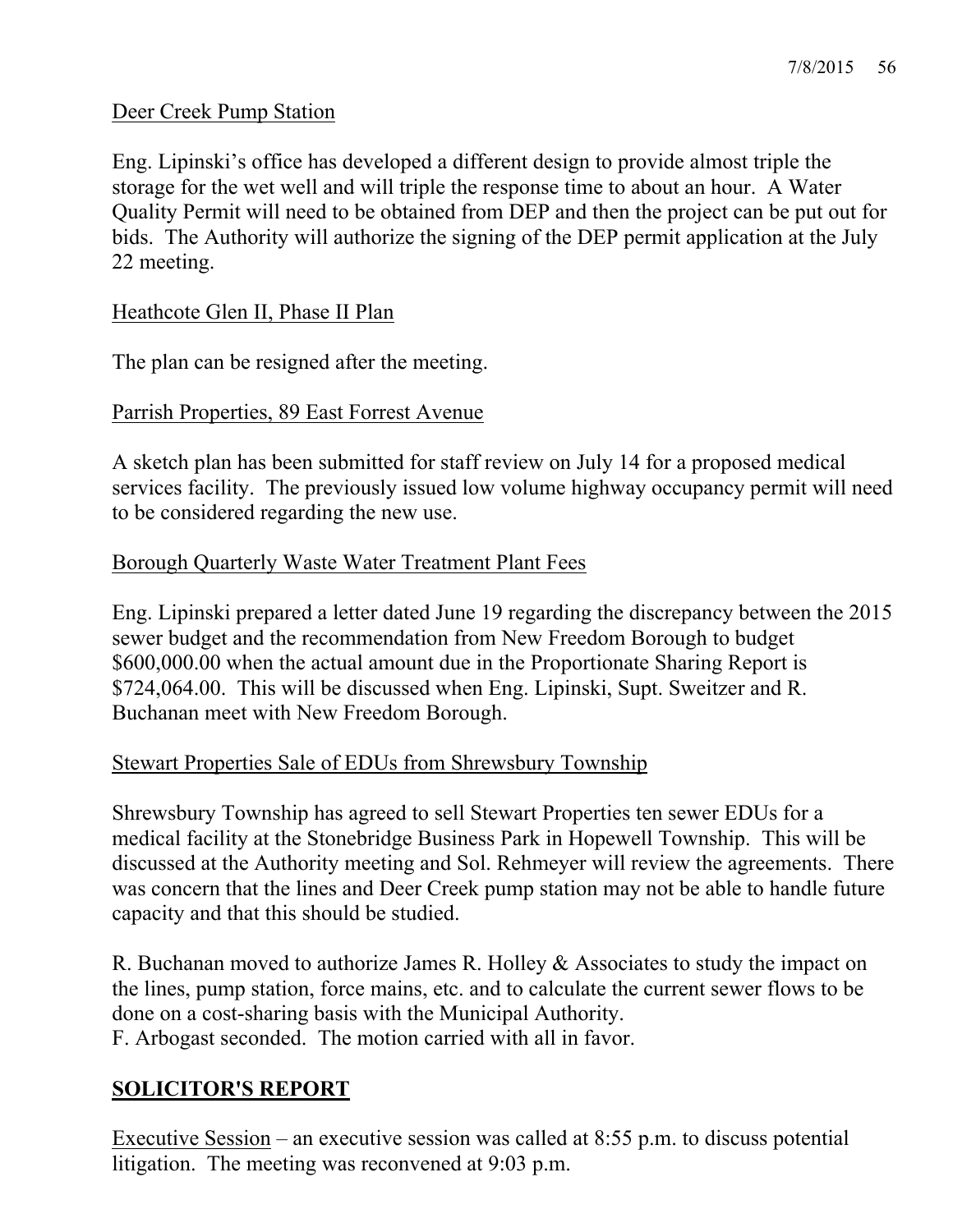Deer Creek Pump Station

Eng. Lipinski's office has developed a different design to provide almost triple the storage for the wet well and will triple the response time to about an hour. A Water Quality Permit will need to be obtained from DEP and then the project can be put out for bids. The Authority will authorize the signing of the DEP permit application at the July 22 meeting.

Heathcote Glen II, Phase II Plan

The plan can be resigned after the meeting.

Parrish Properties, 89 East Forrest Avenue

A sketch plan has been submitted for staff review on July 14 for a proposed medical services facility. The previously issued low volume highway occupancy permit will need to be considered regarding the new use.

Borough Quarterly Waste Water Treatment Plant Fees

Eng. Lipinski prepared a letter dated June 19 regarding the discrepancy between the 2015 sewer budget and the recommendation from New Freedom Borough to budget $600,000.00 when the actual amount due in the Proportionate Sharing Report is $724,064.00. This will be discussed when Eng. Lipinski, Supt. Sweitzer and R. Buchanan meet with New Freedom Borough.

Stewart Properties Sale of EDUs from Shrewsbury Township

Shrewsbury Township has agreed to sell Stewart Properties ten sewer EDUs for a medical facility at the Stonebridge Business Park in Hopewell Township. This will be discussed at the Authority meeting and Sol. Rehmeyer will review the agreements. There was concern that the lines and Deer Creek pump station may not be able to handle future capacity and that this should be studied.

R. Buchanan moved to authorize James R. Holley & Associates to study the impact on the lines, pump station, force mains, etc. and to calculate the current sewer flows to be done on a cost-sharing basis with the Municipal Authority.
F. Arbogast seconded. The motion carried with all in favor.

## SOLICITOR'S REPORT

Executive Session – an executive session was called at 8:55 p.m. to discuss potential litigation. The meeting was reconvened at 9:03 p.m.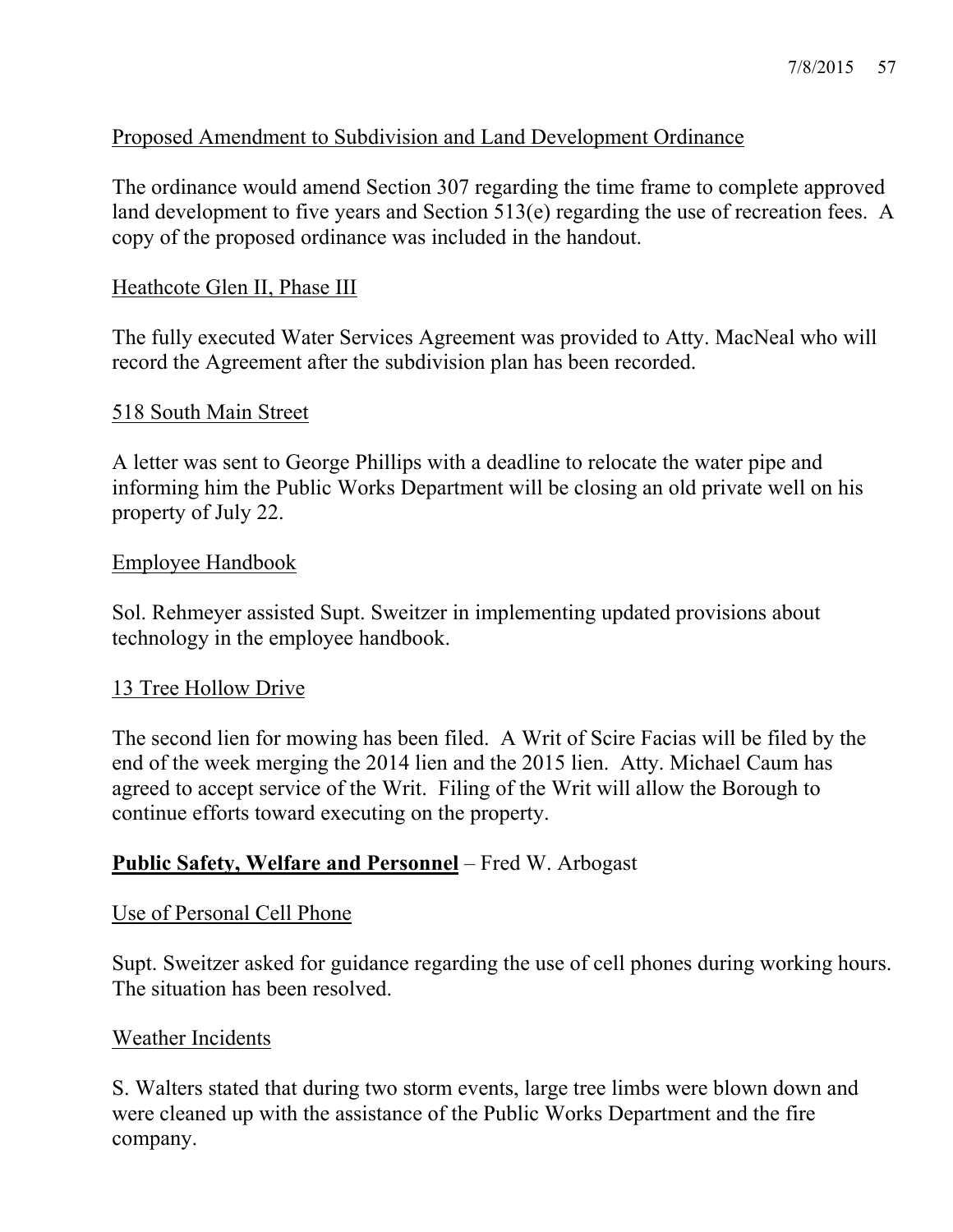Proposed Amendment to Subdivision and Land Development Ordinance

The ordinance would amend Section 307 regarding the time frame to complete approved land development to five years and Section 513(e) regarding the use of recreation fees. A copy of the proposed ordinance was included in the handout.

Heathcote Glen II, Phase III

The fully executed Water Services Agreement was provided to Atty. MacNeal who will record the Agreement after the subdivision plan has been recorded.

518 South Main Street

A letter was sent to George Phillips with a deadline to relocate the water pipe and informing him the Public Works Department will be closing an old private well on his property of July 22.

Employee Handbook

Sol. Rehmeyer assisted Supt. Sweitzer in implementing updated provisions about technology in the employee handbook.

13 Tree Hollow Drive

The second lien for mowing has been filed. A Writ of Scire Facias will be filed by the end of the week merging the 2014 lien and the 2015 lien. Atty. Michael Caum has agreed to accept service of the Writ. Filing of the Writ will allow the Borough to continue efforts toward executing on the property.

**Public Safety, Welfare and Personnel** – Fred W. Arbogast

Use of Personal Cell Phone

Supt. Sweitzer asked for guidance regarding the use of cell phones during working hours. The situation has been resolved.

Weather Incidents

S. Walters stated that during two storm events, large tree limbs were blown down and were cleaned up with the assistance of the Public Works Department and the fire company.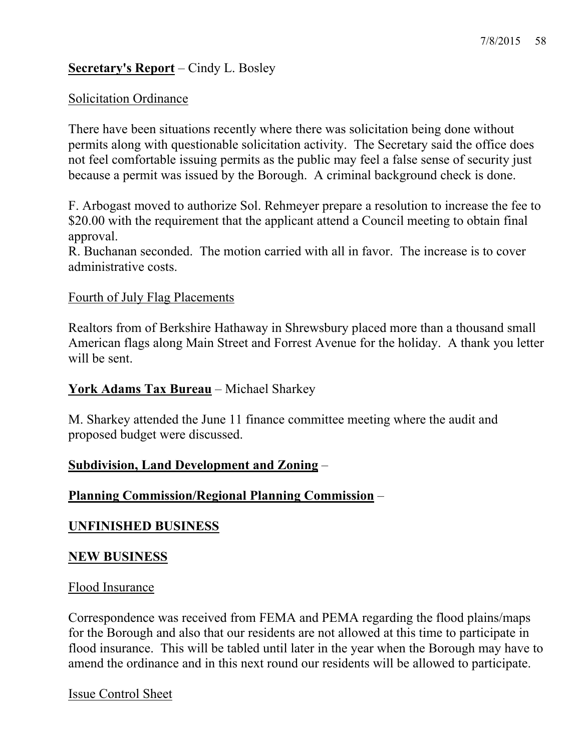**Secretary's Report** – Cindy L. Bosley

Solicitation Ordinance

There have been situations recently where there was solicitation being done without permits along with questionable solicitation activity. The Secretary said the office does not feel comfortable issuing permits as the public may feel a false sense of security just because a permit was issued by the Borough. A criminal background check is done.

F. Arbogast moved to authorize Sol. Rehmeyer prepare a resolution to increase the fee to $20.00 with the requirement that the applicant attend a Council meeting to obtain final approval.
R. Buchanan seconded. The motion carried with all in favor. The increase is to cover administrative costs.

Fourth of July Flag Placements

Realtors from of Berkshire Hathaway in Shrewsbury placed more than a thousand small American flags along Main Street and Forrest Avenue for the holiday. A thank you letter will be sent.

**York Adams Tax Bureau** – Michael Sharkey

M. Sharkey attended the June 11 finance committee meeting where the audit and proposed budget were discussed.

**Subdivision, Land Development and Zoning** –

**Planning Commission/Regional Planning Commission** –

**UNFINISHED BUSINESS**

**NEW BUSINESS**

Flood Insurance

Correspondence was received from FEMA and PEMA regarding the flood plains/maps for the Borough and also that our residents are not allowed at this time to participate in flood insurance. This will be tabled until later in the year when the Borough may have to amend the ordinance and in this next round our residents will be allowed to participate.

Issue Control Sheet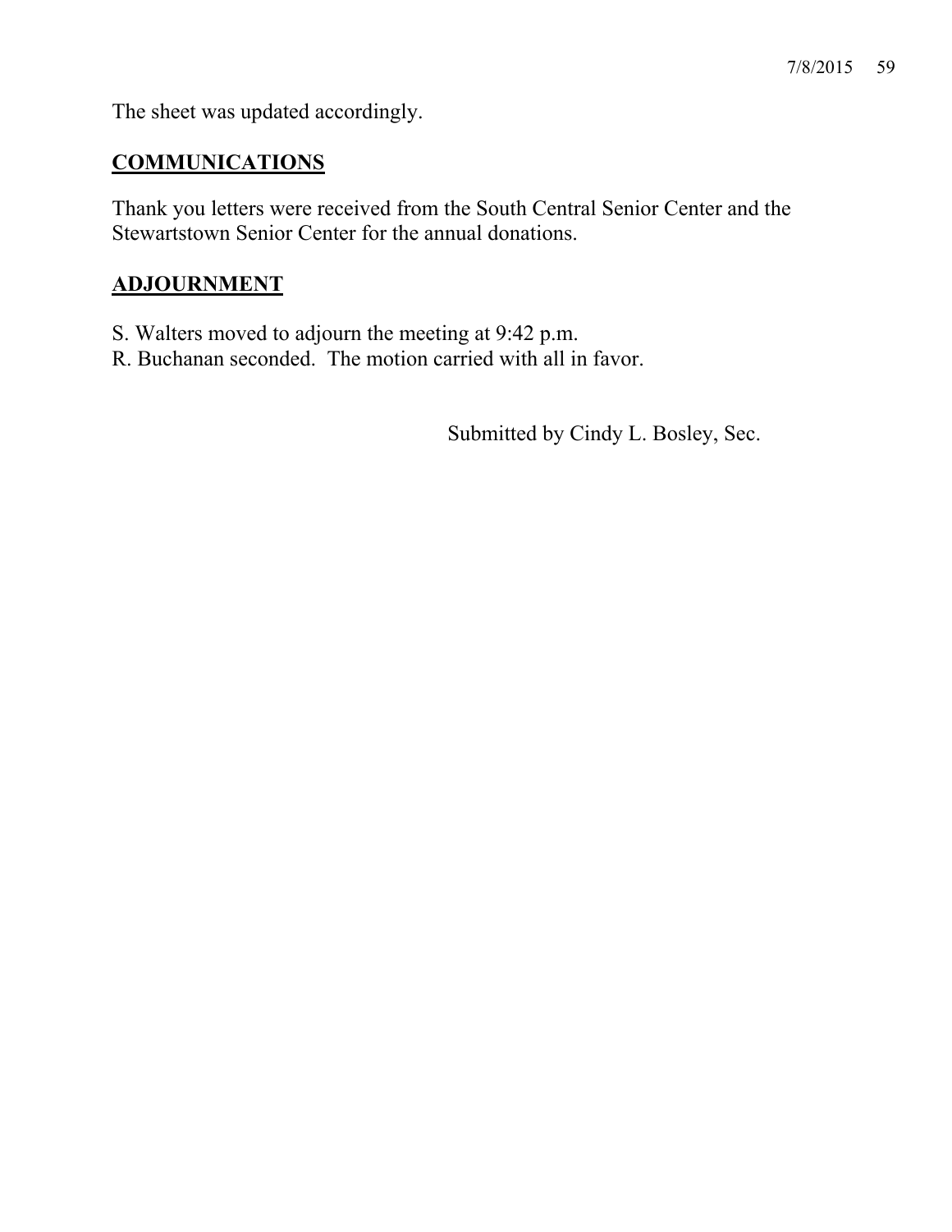The sheet was updated accordingly.

## COMMUNICATIONS

Thank you letters were received from the South Central Senior Center and the Stewartstown Senior Center for the annual donations.

## ADJOURNMENT

S. Walters moved to adjourn the meeting at 9:42 p.m.
R. Buchanan seconded. The motion carried with all in favor.

Submitted by Cindy L. Bosley, Sec.